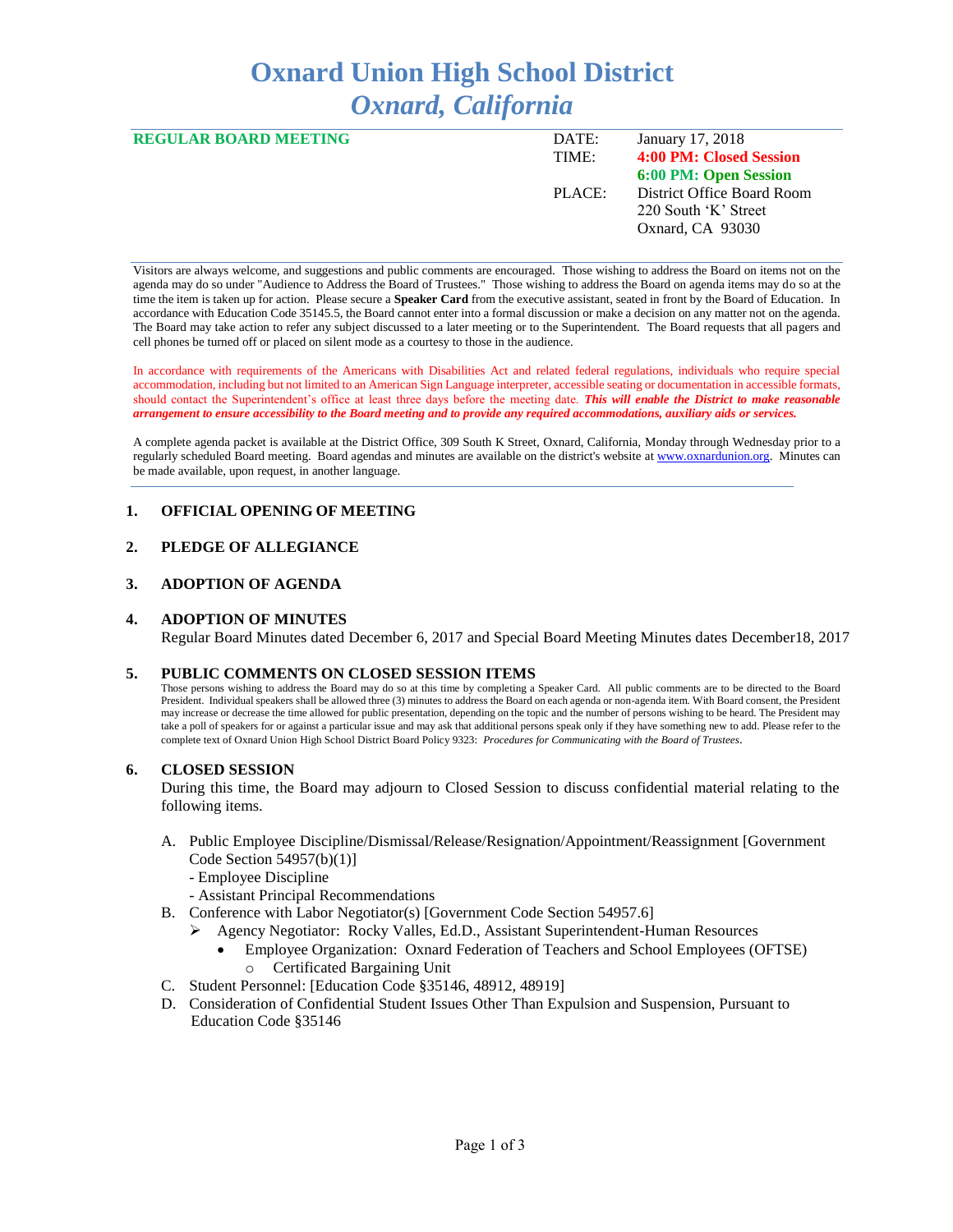# Oxnard Union High School District
## *Oxnard, California*

**REGULAR BOARD MEETING**

DATE: January 17, 2018
TIME: **4:00 PM: Closed Session**
**6:00 PM: Open Session**
PLACE: District Office Board Room
220 South 'K' Street
Oxnard, CA 93030

Visitors are always welcome, and suggestions and public comments are encouraged. Those wishing to address the Board on items not on the agenda may do so under "Audience to Address the Board of Trustees." Those wishing to address the Board on agenda items may do so at the time the item is taken up for action. Please secure a **Speaker Card** from the executive assistant, seated in front by the Board of Education. In accordance with Education Code 35145.5, the Board cannot enter into a formal discussion or make a decision on any matter not on the agenda. The Board may take action to refer any subject discussed to a later meeting or to the Superintendent. The Board requests that all pagers and cell phones be turned off or placed on silent mode as a courtesy to those in the audience.

In accordance with requirements of the Americans with Disabilities Act and related federal regulations, individuals who require special accommodation, including but not limited to an American Sign Language interpreter, accessible seating or documentation in accessible formats, should contact the Superintendent's office at least three days before the meeting date. ***This will enable the District to make reasonable arrangement to ensure accessibility to the Board meeting and to provide any required accommodations, auxiliary aids or services.***

A complete agenda packet is available at the District Office, 309 South K Street, Oxnard, California, Monday through Wednesday prior to a regularly scheduled Board meeting. Board agendas and minutes are available on the district's website at www.oxnardunion.org. Minutes can be made available, upon request, in another language.

### 1. OFFICIAL OPENING OF MEETING

### 2. PLEDGE OF ALLEGIANCE

### 3. ADOPTION OF AGENDA

### 4. ADOPTION OF MINUTES

Regular Board Minutes dated December 6, 2017 and Special Board Meeting Minutes dates December18, 2017

### 5. PUBLIC COMMENTS ON CLOSED SESSION ITEMS

Those persons wishing to address the Board may do so at this time by completing a Speaker Card. All public comments are to be directed to the Board President. Individual speakers shall be allowed three (3) minutes to address the Board on each agenda or non-agenda item. With Board consent, the President may increase or decrease the time allowed for public presentation, depending on the topic and the number of persons wishing to be heard. The President may take a poll of speakers for or against a particular issue and may ask that additional persons speak only if they have something new to add. Please refer to the complete text of Oxnard Union High School District Board Policy 9323: *Procedures for Communicating with the Board of Trustees*.

### 6. CLOSED SESSION

During this time, the Board may adjourn to Closed Session to discuss confidential material relating to the following items.

A. Public Employee Discipline/Dismissal/Release/Resignation/Appointment/Reassignment [Government Code Section 54957(b)(1)]
   - Employee Discipline
   - Assistant Principal Recommendations

B. Conference with Labor Negotiator(s) [Government Code Section 54957.6]
   - Agency Negotiator: Rocky Valles, Ed.D., Assistant Superintendent-Human Resources
     - Employee Organization: Oxnard Federation of Teachers and School Employees (OFTSE)
       - Certificated Bargaining Unit

C. Student Personnel: [Education Code §35146, 48912, 48919]

D. Consideration of Confidential Student Issues Other Than Expulsion and Suspension, Pursuant to Education Code §35146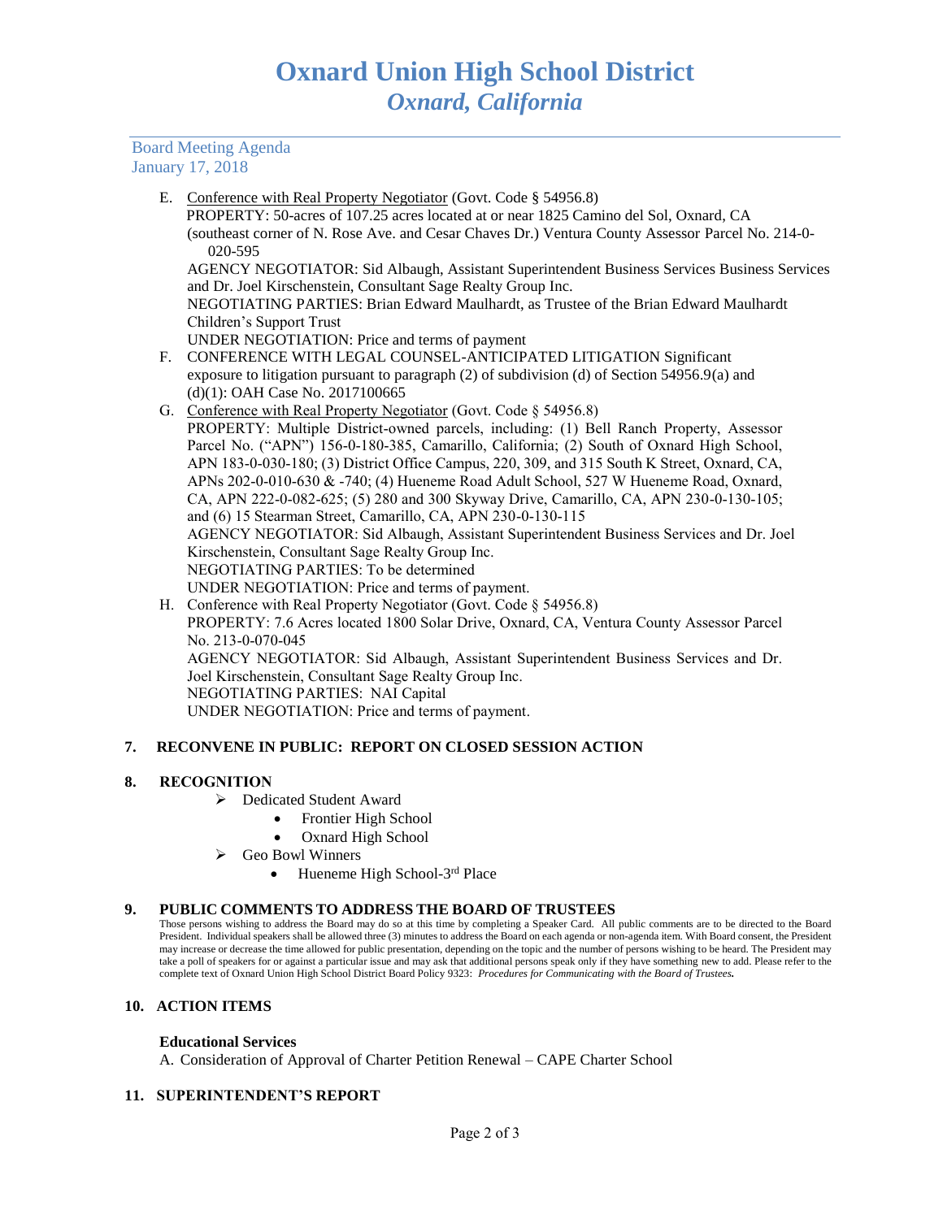# Oxnard Union High School District
## *Oxnard, California*

Board Meeting Agenda
January 17, 2018

E. Conference with Real Property Negotiator (Govt. Code § 54956.8)
PROPERTY: 50-acres of 107.25 acres located at or near 1825 Camino del Sol, Oxnard, CA (southeast corner of N. Rose Ave. and Cesar Chaves Dr.) Ventura County Assessor Parcel No. 214-0-020-595
AGENCY NEGOTIATOR: Sid Albaugh, Assistant Superintendent Business Services Business Services and Dr. Joel Kirschenstein, Consultant Sage Realty Group Inc.
NEGOTIATING PARTIES: Brian Edward Maulhardt, as Trustee of the Brian Edward Maulhardt Children's Support Trust
UNDER NEGOTIATION: Price and terms of payment

F. CONFERENCE WITH LEGAL COUNSEL-ANTICIPATED LITIGATION Significant exposure to litigation pursuant to paragraph (2) of subdivision (d) of Section 54956.9(a) and (d)(1): OAH Case No. 2017100665

G. Conference with Real Property Negotiator (Govt. Code § 54956.8)
PROPERTY: Multiple District-owned parcels, including: (1) Bell Ranch Property, Assessor Parcel No. ("APN") 156-0-180-385, Camarillo, California; (2) South of Oxnard High School, APN 183-0-030-180; (3) District Office Campus, 220, 309, and 315 South K Street, Oxnard, CA, APNs 202-0-010-630 & -740; (4) Hueneme Road Adult School, 527 W Hueneme Road, Oxnard, CA, APN 222-0-082-625; (5) 280 and 300 Skyway Drive, Camarillo, CA, APN 230-0-130-105; and (6) 15 Stearman Street, Camarillo, CA, APN 230-0-130-115
AGENCY NEGOTIATOR: Sid Albaugh, Assistant Superintendent Business Services and Dr. Joel Kirschenstein, Consultant Sage Realty Group Inc.
NEGOTIATING PARTIES: To be determined
UNDER NEGOTIATION: Price and terms of payment.

H. Conference with Real Property Negotiator (Govt. Code § 54956.8)
PROPERTY: 7.6 Acres located 1800 Solar Drive, Oxnard, CA, Ventura County Assessor Parcel No. 213-0-070-045
AGENCY NEGOTIATOR: Sid Albaugh, Assistant Superintendent Business Services and Dr. Joel Kirschenstein, Consultant Sage Realty Group Inc.
NEGOTIATING PARTIES: NAI Capital
UNDER NEGOTIATION: Price and terms of payment.

**7. RECONVENE IN PUBLIC: REPORT ON CLOSED SESSION ACTION**

**8. RECOGNITION**

- Dedicated Student Award
  - Frontier High School
  - Oxnard High School
- Geo Bowl Winners
  - Hueneme High School-3rd Place

**9. PUBLIC COMMENTS TO ADDRESS THE BOARD OF TRUSTEES**

Those persons wishing to address the Board may do so at this time by completing a Speaker Card. All public comments are to be directed to the Board President. Individual speakers shall be allowed three (3) minutes to address the Board on each agenda or non-agenda item. With Board consent, the President may increase or decrease the time allowed for public presentation, depending on the topic and the number of persons wishing to be heard. The President may take a poll of speakers for or against a particular issue and may ask that additional persons speak only if they have something new to add. Please refer to the complete text of Oxnard Union High School District Board Policy 9323: ***Procedures for Communicating with the Board of Trustees.***

**10. ACTION ITEMS**

**Educational Services**

A. Consideration of Approval of Charter Petition Renewal – CAPE Charter School

**11. SUPERINTENDENT'S REPORT**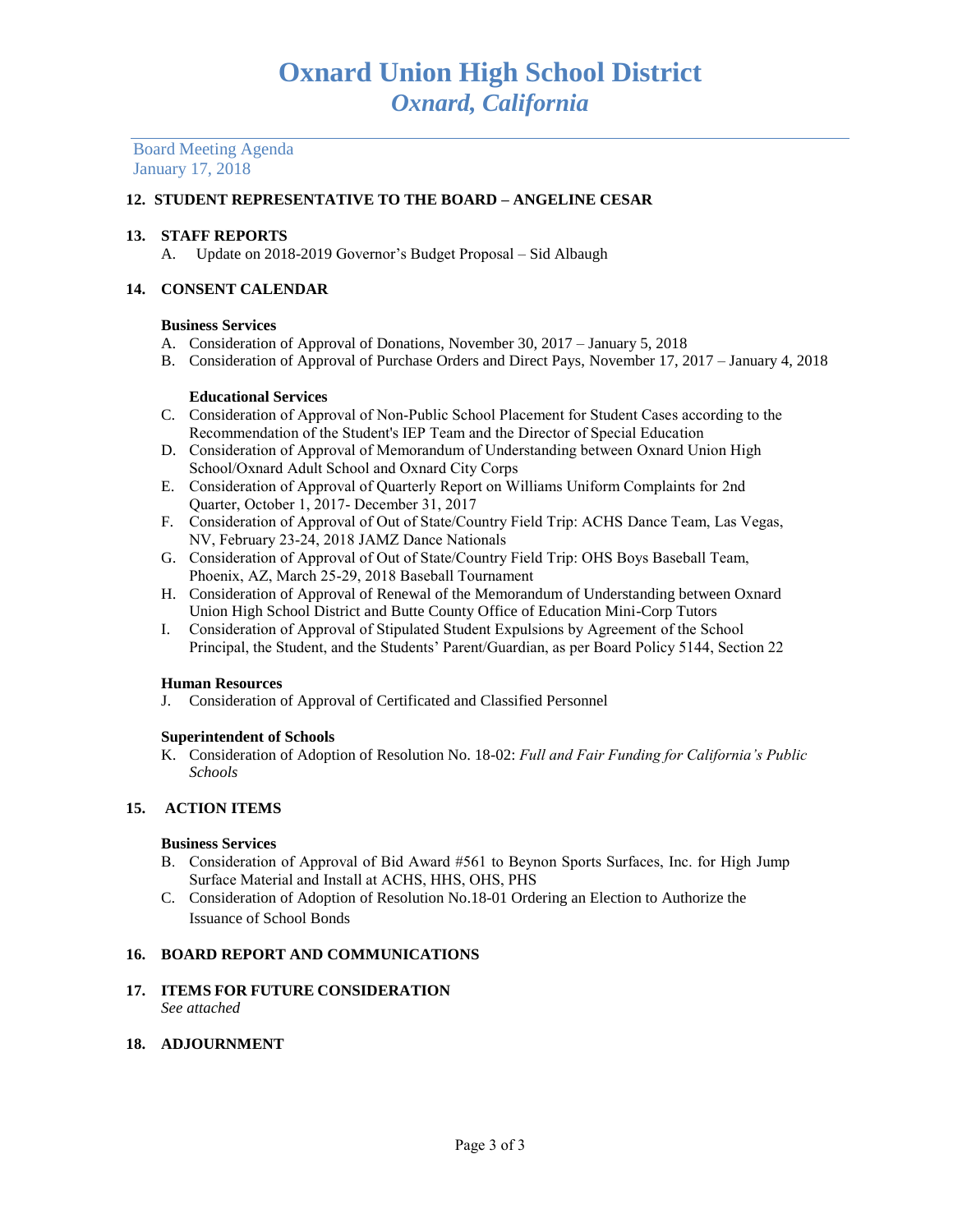# Oxnard Union High School District
## *Oxnard, California*

Board Meeting Agenda
January 17, 2018

**12. STUDENT REPRESENTATIVE TO THE BOARD – ANGELINE CESAR**

**13. STAFF REPORTS**

A. Update on 2018-2019 Governor's Budget Proposal – Sid Albaugh

**14. CONSENT CALENDAR**

**Business Services**

A. Consideration of Approval of Donations, November 30, 2017 – January 5, 2018
B. Consideration of Approval of Purchase Orders and Direct Pays, November 17, 2017 – January 4, 2018

**Educational Services**

C. Consideration of Approval of Non-Public School Placement for Student Cases according to the Recommendation of the Student's IEP Team and the Director of Special Education
D. Consideration of Approval of Memorandum of Understanding between Oxnard Union High School/Oxnard Adult School and Oxnard City Corps
E. Consideration of Approval of Quarterly Report on Williams Uniform Complaints for 2nd Quarter, October 1, 2017- December 31, 2017
F. Consideration of Approval of Out of State/Country Field Trip: ACHS Dance Team, Las Vegas, NV, February 23-24, 2018 JAMZ Dance Nationals
G. Consideration of Approval of Out of State/Country Field Trip: OHS Boys Baseball Team, Phoenix, AZ, March 25-29, 2018 Baseball Tournament
H. Consideration of Approval of Renewal of the Memorandum of Understanding between Oxnard Union High School District and Butte County Office of Education Mini-Corp Tutors
I. Consideration of Approval of Stipulated Student Expulsions by Agreement of the School Principal, the Student, and the Students' Parent/Guardian, as per Board Policy 5144, Section 22

**Human Resources**

J. Consideration of Approval of Certificated and Classified Personnel

**Superintendent of Schools**

K. Consideration of Adoption of Resolution No. 18-02: *Full and Fair Funding for California's Public Schools*

**15. ACTION ITEMS**

**Business Services**

B. Consideration of Approval of Bid Award #561 to Beynon Sports Surfaces, Inc. for High Jump Surface Material and Install at ACHS, HHS, OHS, PHS
C. Consideration of Adoption of Resolution No.18-01 Ordering an Election to Authorize the Issuance of School Bonds

**16. BOARD REPORT AND COMMUNICATIONS**

**17. ITEMS FOR FUTURE CONSIDERATION**
*See attached*

**18. ADJOURNMENT**